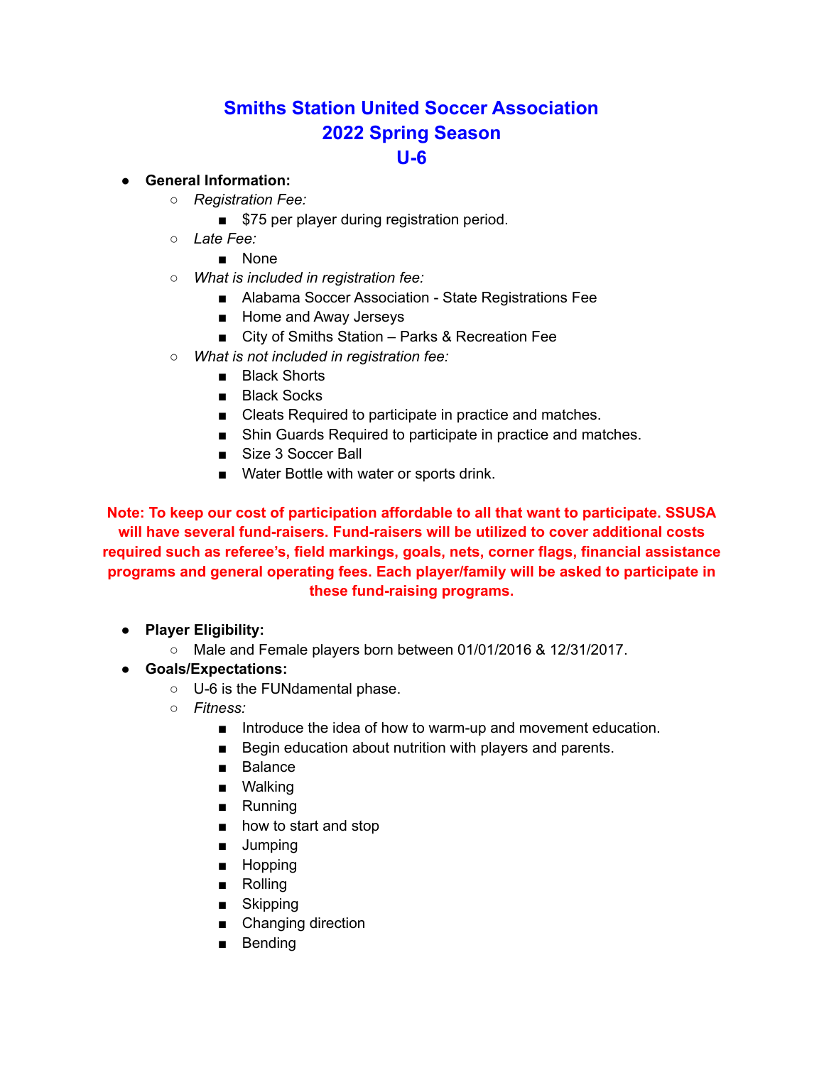# Smiths Station United Soccer Association
# 2022 Spring Season
# U-6

- **General Information:**
  - *Registration Fee:*
    - $75 per player during registration period.
  - *Late Fee:*
    - None
  - *What is included in registration fee:*
    - Alabama Soccer Association - State Registrations Fee
    - Home and Away Jerseys
    - City of Smiths Station – Parks & Recreation Fee
  - *What is not included in registration fee:*
    - Black Shorts
    - Black Socks
    - Cleats Required to participate in practice and matches.
    - Shin Guards Required to participate in practice and matches.
    - Size 3 Soccer Ball
    - Water Bottle with water or sports drink.

**Note: To keep our cost of participation affordable to all that want to participate. SSUSA will have several fund-raisers. Fund-raisers will be utilized to cover additional costs required such as referee's, field markings, goals, nets, corner flags, financial assistance programs and general operating fees. Each player/family will be asked to participate in these fund-raising programs.**

- **Player Eligibility:**
  - Male and Female players born between 01/01/2016 & 12/31/2017.
- **Goals/Expectations:**
  - U-6 is the FUNdamental phase.
  - *Fitness:*
    - Introduce the idea of how to warm-up and movement education.
    - Begin education about nutrition with players and parents.
    - Balance
    - Walking
    - Running
    - how to start and stop
    - Jumping
    - Hopping
    - Rolling
    - Skipping
    - Changing direction
    - Bending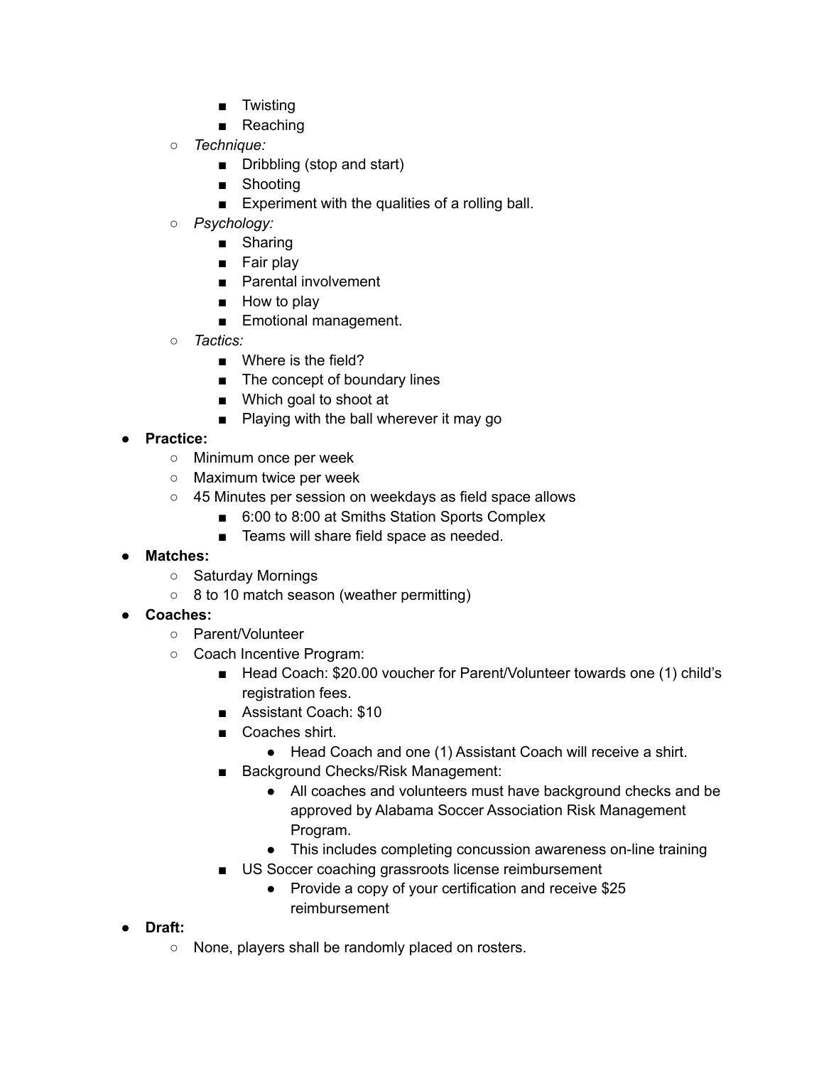- Twisting
        - Reaching
    - *Technique:*
        - Dribbling (stop and start)
        - Shooting
        - Experiment with the qualities of a rolling ball.
    - *Psychology:*
        - Sharing
        - Fair play
        - Parental involvement
        - How to play
        - Emotional management.
    - *Tactics:*
        - Where is the field?
        - The concept of boundary lines
        - Which goal to shoot at
        - Playing with the ball wherever it may go
- **Practice:**
    - Minimum once per week
    - Maximum twice per week
    - 45 Minutes per session on weekdays as field space allows
        - 6:00 to 8:00 at Smiths Station Sports Complex
        - Teams will share field space as needed.
- **Matches:**
    - Saturday Mornings
    - 8 to 10 match season (weather permitting)
- **Coaches:**
    - Parent/Volunteer
    - Coach Incentive Program:
        - Head Coach: $20.00 voucher for Parent/Volunteer towards one (1) child's registration fees.
        - Assistant Coach: $10
        - Coaches shirt.
            - Head Coach and one (1) Assistant Coach will receive a shirt.
        - Background Checks/Risk Management:
            - All coaches and volunteers must have background checks and be approved by Alabama Soccer Association Risk Management Program.
            - This includes completing concussion awareness on-line training
        - US Soccer coaching grassroots license reimbursement
            - Provide a copy of your certification and receive $25 reimbursement
- **Draft:**
    - None, players shall be randomly placed on rosters.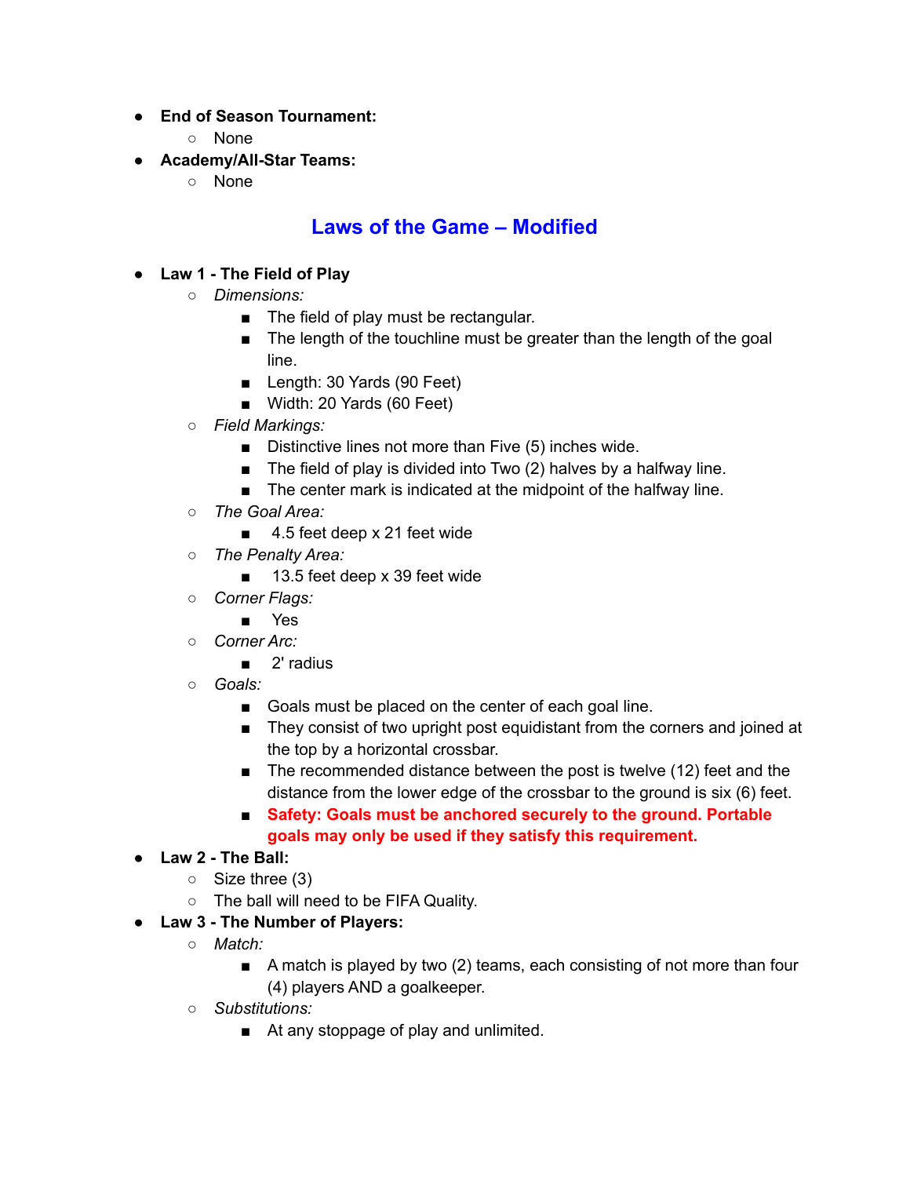- **End of Season Tournament:**
  - None
- **Academy/All-Star Teams:**
  - None

## Laws of the Game – Modified

- **Law 1 - The Field of Play**
  - *Dimensions:*
    - The field of play must be rectangular.
    - The length of the touchline must be greater than the length of the goal line.
    - Length: 30 Yards (90 Feet)
    - Width: 20 Yards (60 Feet)
  - *Field Markings:*
    - Distinctive lines not more than Five (5) inches wide.
    - The field of play is divided into Two (2) halves by a halfway line.
    - The center mark is indicated at the midpoint of the halfway line.
  - *The Goal Area:*
    - 4.5 feet deep x 21 feet wide
  - *The Penalty Area:*
    - 13.5 feet deep x 39 feet wide
  - *Corner Flags:*
    - Yes
  - *Corner Arc:*
    - 2' radius
  - *Goals:*
    - Goals must be placed on the center of each goal line.
    - They consist of two upright post equidistant from the corners and joined at the top by a horizontal crossbar.
    - The recommended distance between the post is twelve (12) feet and the distance from the lower edge of the crossbar to the ground is six (6) feet.
    - **Safety: Goals must be anchored securely to the ground. Portable goals may only be used if they satisfy this requirement.**
- **Law 2 - The Ball:**
  - Size three (3)
  - The ball will need to be FIFA Quality.
- **Law 3 - The Number of Players:**
  - *Match:*
    - A match is played by two (2) teams, each consisting of not more than four (4) players AND a goalkeeper.
  - *Substitutions:*
    - At any stoppage of play and unlimited.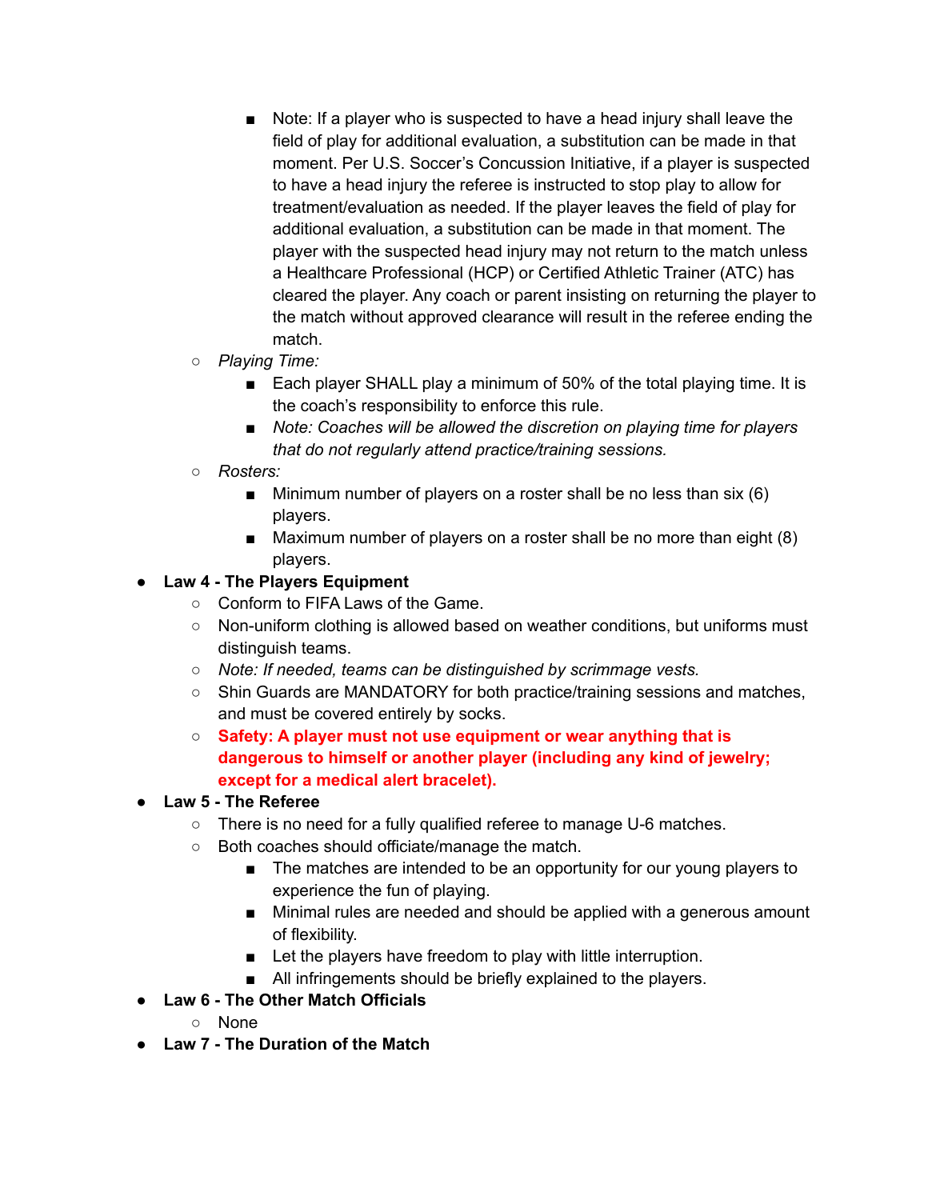- Note: If a player who is suspected to have a head injury shall leave the field of play for additional evaluation, a substitution can be made in that moment. Per U.S. Soccer's Concussion Initiative, if a player is suspected to have a head injury the referee is instructed to stop play to allow for treatment/evaluation as needed. If the player leaves the field of play for additional evaluation, a substitution can be made in that moment. The player with the suspected head injury may not return to the match unless a Healthcare Professional (HCP) or Certified Athletic Trainer (ATC) has cleared the player. Any coach or parent insisting on returning the player to the match without approved clearance will result in the referee ending the match.
    - *Playing Time:*
        - Each player SHALL play a minimum of 50% of the total playing time. It is the coach's responsibility to enforce this rule.
        - *Note: Coaches will be allowed the discretion on playing time for players that do not regularly attend practice/training sessions.*
    - *Rosters:*
        - Minimum number of players on a roster shall be no less than six (6) players.
        - Maximum number of players on a roster shall be no more than eight (8) players.
- **Law 4 - The Players Equipment**
    - Conform to FIFA Laws of the Game.
    - Non-uniform clothing is allowed based on weather conditions, but uniforms must distinguish teams.
    - *Note: If needed, teams can be distinguished by scrimmage vests.*
    - Shin Guards are MANDATORY for both practice/training sessions and matches, and must be covered entirely by socks.
    - **Safety: A player must not use equipment or wear anything that is dangerous to himself or another player (including any kind of jewelry; except for a medical alert bracelet).**
- **Law 5 - The Referee**
    - There is no need for a fully qualified referee to manage U-6 matches.
    - Both coaches should officiate/manage the match.
        - The matches are intended to be an opportunity for our young players to experience the fun of playing.
        - Minimal rules are needed and should be applied with a generous amount of flexibility.
        - Let the players have freedom to play with little interruption.
        - All infringements should be briefly explained to the players.
- **Law 6 - The Other Match Officials**
    - None
- **Law 7 - The Duration of the Match**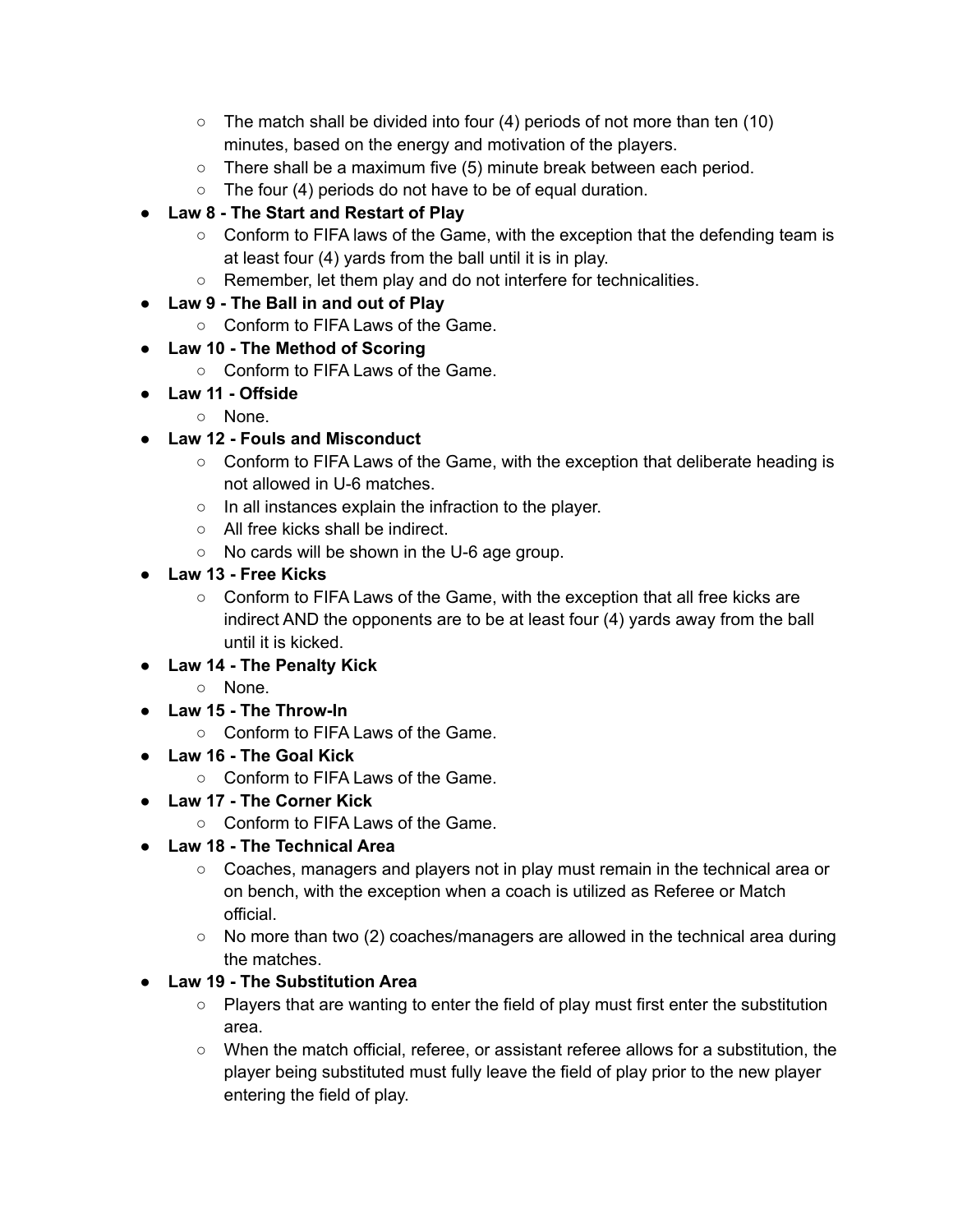- The match shall be divided into four (4) periods of not more than ten (10) minutes, based on the energy and motivation of the players.
  - There shall be a maximum five (5) minute break between each period.
  - The four (4) periods do not have to be of equal duration.
- **Law 8 - The Start and Restart of Play**
  - Conform to FIFA laws of the Game, with the exception that the defending team is at least four (4) yards from the ball until it is in play.
  - Remember, let them play and do not interfere for technicalities.
- **Law 9 - The Ball in and out of Play**
  - Conform to FIFA Laws of the Game.
- **Law 10 - The Method of Scoring**
  - Conform to FIFA Laws of the Game.
- **Law 11 - Offside**
  - None.
- **Law 12 - Fouls and Misconduct**
  - Conform to FIFA Laws of the Game, with the exception that deliberate heading is not allowed in U-6 matches.
  - In all instances explain the infraction to the player.
  - All free kicks shall be indirect.
  - No cards will be shown in the U-6 age group.
- **Law 13 - Free Kicks**
  - Conform to FIFA Laws of the Game, with the exception that all free kicks are indirect AND the opponents are to be at least four (4) yards away from the ball until it is kicked.
- **Law 14 - The Penalty Kick**
  - None.
- **Law 15 - The Throw-In**
  - Conform to FIFA Laws of the Game.
- **Law 16 - The Goal Kick**
  - Conform to FIFA Laws of the Game.
- **Law 17 - The Corner Kick**
  - Conform to FIFA Laws of the Game.
- **Law 18 - The Technical Area**
  - Coaches, managers and players not in play must remain in the technical area or on bench, with the exception when a coach is utilized as Referee or Match official.
  - No more than two (2) coaches/managers are allowed in the technical area during the matches.
- **Law 19 - The Substitution Area**
  - Players that are wanting to enter the field of play must first enter the substitution area.
  - When the match official, referee, or assistant referee allows for a substitution, the player being substituted must fully leave the field of play prior to the new player entering the field of play.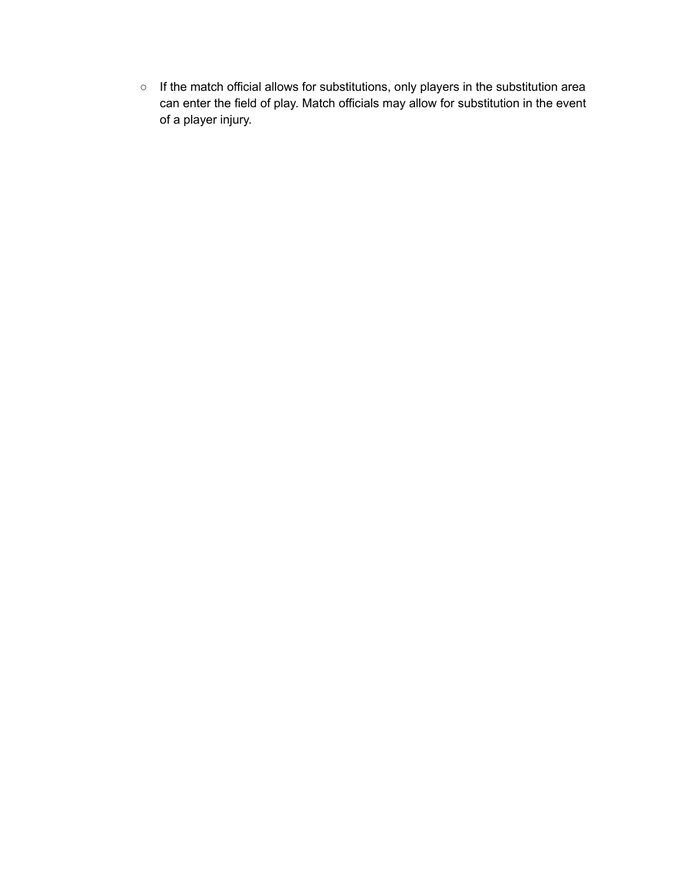- If the match official allows for substitutions, only players in the substitution area can enter the field of play. Match officials may allow for substitution in the event of a player injury.